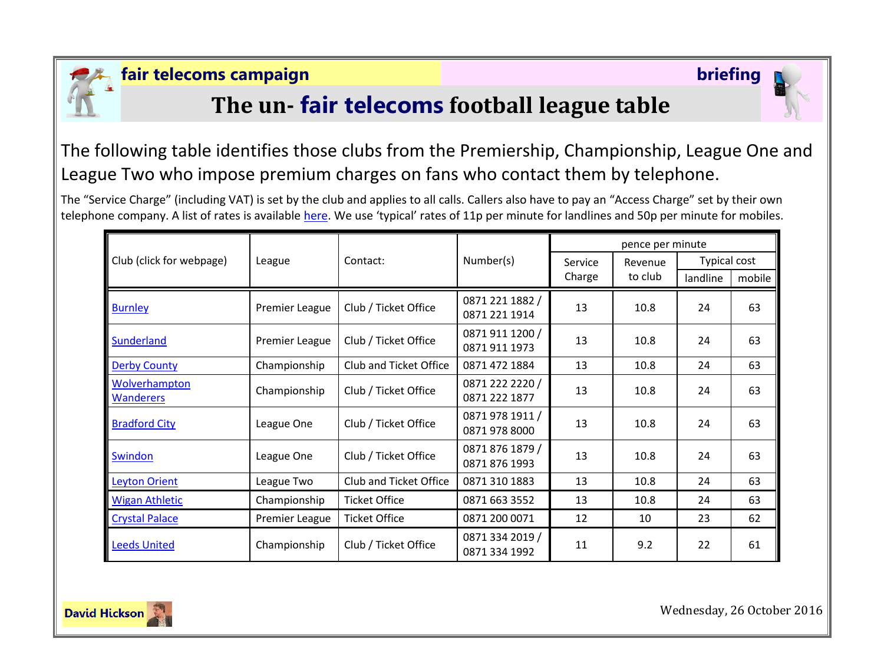**fair telecoms campaign** **briefing**

# The un- fair telecoms football league table

The following table identifies those clubs from the Premiership, Championship, League One and League Two who impose premium charges on fans who contact them by telephone.

The "Service Charge" (including VAT) is set by the club and applies to all calls. Callers also have to pay an "Access Charge" set by their own telephone company. A list of rates is available here. We use 'typical' rates of 11p per minute for landlines and 50p per minute for mobiles.

| Club (click for webpage) | League | Contact: | Number(s) | pence per minute | | | |
|---|---|---|---|---|---|---|---|
| | | | | Service Charge | Revenue to club | Typical cost | |
| | | | | | | landline | mobile |
| Burnley | Premier League | Club / Ticket Office | 0871 221 1882 / 0871 221 1914 | 13 | 10.8 | 24 | 63 |
| Sunderland | Premier League | Club / Ticket Office | 0871 911 1200 / 0871 911 1973 | 13 | 10.8 | 24 | 63 |
| Derby County | Championship | Club and Ticket Office | 0871 472 1884 | 13 | 10.8 | 24 | 63 |
| Wolverhampton Wanderers | Championship | Club / Ticket Office | 0871 222 2220 / 0871 222 1877 | 13 | 10.8 | 24 | 63 |
| Bradford City | League One | Club / Ticket Office | 0871 978 1911 / 0871 978 8000 | 13 | 10.8 | 24 | 63 |
| Swindon | League One | Club / Ticket Office | 0871 876 1879 / 0871 876 1993 | 13 | 10.8 | 24 | 63 |
| Leyton Orient | League Two | Club and Ticket Office | 0871 310 1883 | 13 | 10.8 | 24 | 63 |
| Wigan Athletic | Championship | Ticket Office | 0871 663 3552 | 13 | 10.8 | 24 | 63 |
| Crystal Palace | Premier League | Ticket Office | 0871 200 0071 | 12 | 10 | 23 | 62 |
| Leeds United | Championship | Club / Ticket Office | 0871 334 2019 / 0871 334 1992 | 11 | 9.2 | 22 | 61 |

David Hickson

Wednesday, 26 October 2016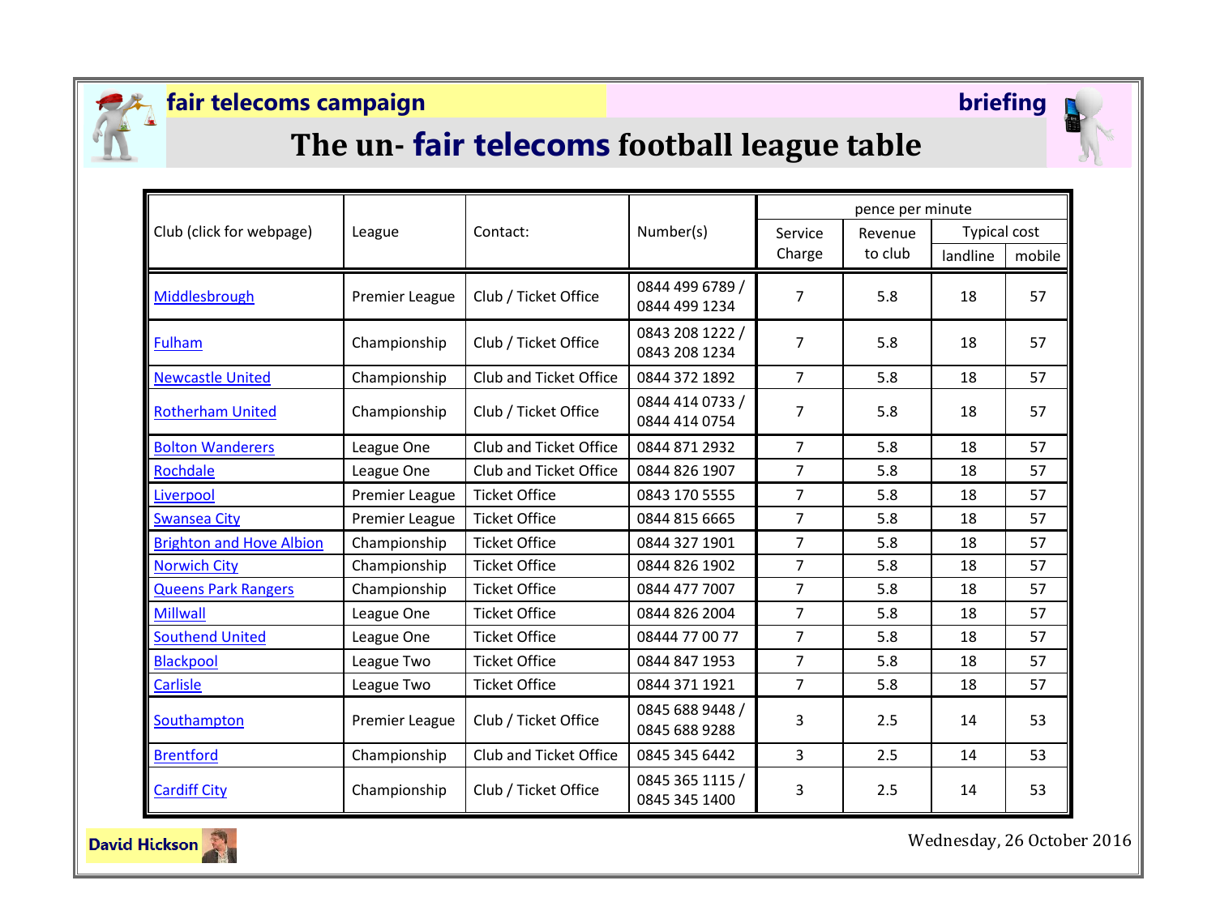fair telecoms campaign

briefing

# The un- fair telecoms football league table

| Club (click for webpage) | League | Contact: | Number(s) | pence per minute | | | |
|---|---|---|---|---|---|---|---|
| | | | | Service Charge | Revenue to club | Typical cost | |
| | | | | | | landline | mobile |
| Middlesbrough | Premier League | Club / Ticket Office | 0844 499 6789 / 0844 499 1234 | 7 | 5.8 | 18 | 57 |
| Fulham | Championship | Club / Ticket Office | 0843 208 1222 / 0843 208 1234 | 7 | 5.8 | 18 | 57 |
| Newcastle United | Championship | Club and Ticket Office | 0844 372 1892 | 7 | 5.8 | 18 | 57 |
| Rotherham United | Championship | Club / Ticket Office | 0844 414 0733 / 0844 414 0754 | 7 | 5.8 | 18 | 57 |
| Bolton Wanderers | League One | Club and Ticket Office | 0844 871 2932 | 7 | 5.8 | 18 | 57 |
| Rochdale | League One | Club and Ticket Office | 0844 826 1907 | 7 | 5.8 | 18 | 57 |
| Liverpool | Premier League | Ticket Office | 0843 170 5555 | 7 | 5.8 | 18 | 57 |
| Swansea City | Premier League | Ticket Office | 0844 815 6665 | 7 | 5.8 | 18 | 57 |
| Brighton and Hove Albion | Championship | Ticket Office | 0844 327 1901 | 7 | 5.8 | 18 | 57 |
| Norwich City | Championship | Ticket Office | 0844 826 1902 | 7 | 5.8 | 18 | 57 |
| Queens Park Rangers | Championship | Ticket Office | 0844 477 7007 | 7 | 5.8 | 18 | 57 |
| Millwall | League One | Ticket Office | 0844 826 2004 | 7 | 5.8 | 18 | 57 |
| Southend United | League One | Ticket Office | 08444 77 00 77 | 7 | 5.8 | 18 | 57 |
| Blackpool | League Two | Ticket Office | 0844 847 1953 | 7 | 5.8 | 18 | 57 |
| Carlisle | League Two | Ticket Office | 0844 371 1921 | 7 | 5.8 | 18 | 57 |
| Southampton | Premier League | Club / Ticket Office | 0845 688 9448 / 0845 688 9288 | 3 | 2.5 | 14 | 53 |
| Brentford | Championship | Club and Ticket Office | 0845 345 6442 | 3 | 2.5 | 14 | 53 |
| Cardiff City | Championship | Club / Ticket Office | 0845 365 1115 / 0845 345 1400 | 3 | 2.5 | 14 | 53 |

David Hickson

Wednesday, 26 October 2016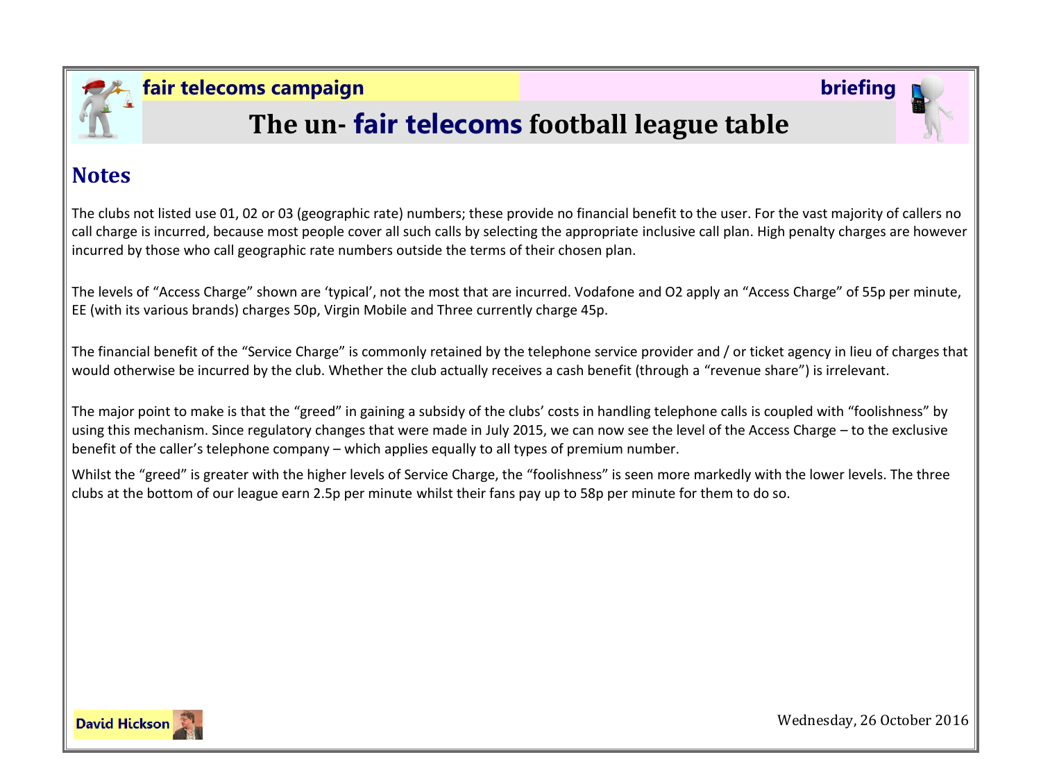## Notes

The clubs not listed use 01, 02 or 03 (geographic rate) numbers; these provide no financial benefit to the user. For the vast majority of callers no call charge is incurred, because most people cover all such calls by selecting the appropriate inclusive call plan. High penalty charges are however incurred by those who call geographic rate numbers outside the terms of their chosen plan.

The levels of "Access Charge" shown are 'typical', not the most that are incurred. Vodafone and O2 apply an "Access Charge" of 55p per minute, EE (with its various brands) charges 50p, Virgin Mobile and Three currently charge 45p.

The financial benefit of the "Service Charge" is commonly retained by the telephone service provider and / or ticket agency in lieu of charges that would otherwise be incurred by the club. Whether the club actually receives a cash benefit (through a "revenue share") is irrelevant.

The major point to make is that the "greed" in gaining a subsidy of the clubs' costs in handling telephone calls is coupled with "foolishness" by using this mechanism. Since regulatory changes that were made in July 2015, we can now see the level of the Access Charge – to the exclusive benefit of the caller's telephone company – which applies equally to all types of premium number.

Whilst the "greed" is greater with the higher levels of Service Charge, the "foolishness" is seen more markedly with the lower levels. The three clubs at the bottom of our league earn 2.5p per minute whilst their fans pay up to 58p per minute for them to do so.

David Hickson

Wednesday, 26 October 2016